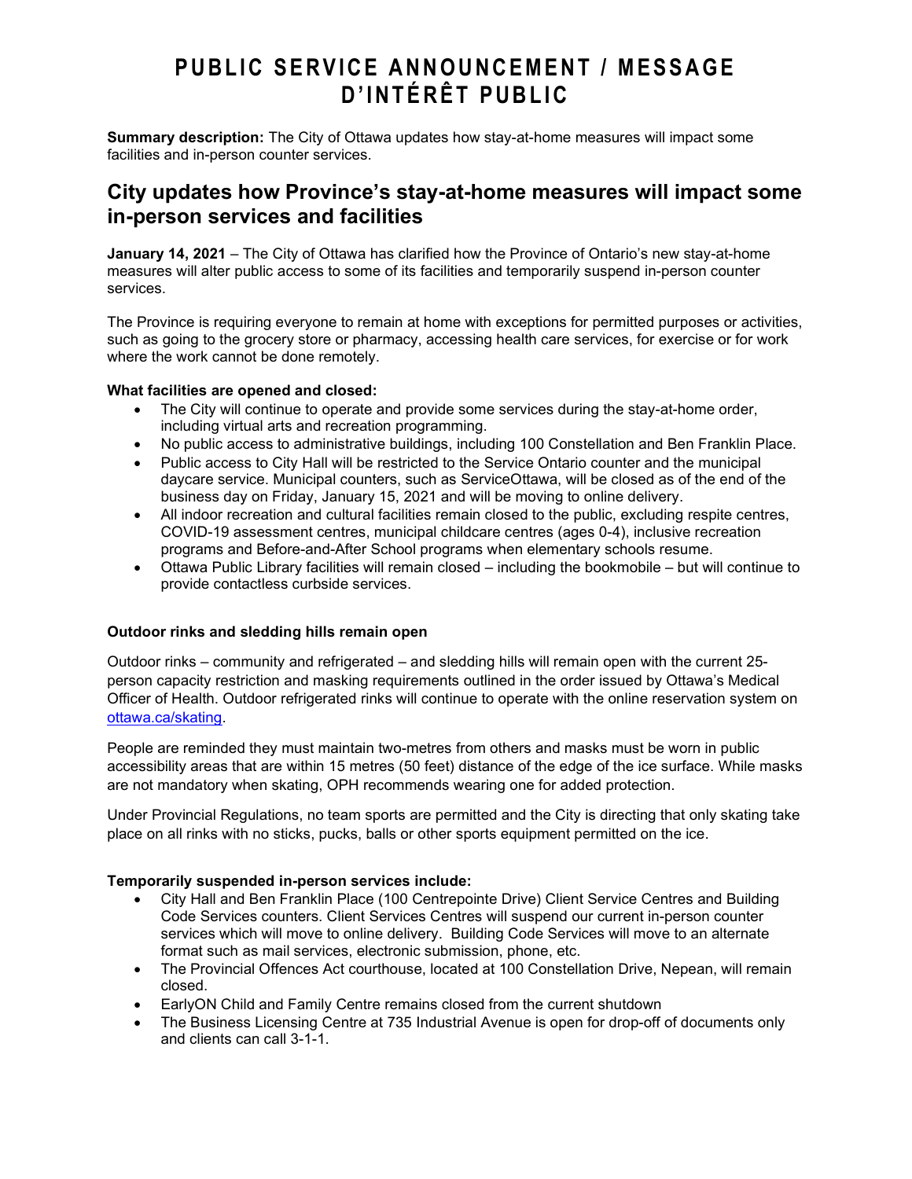# PUBLIC SERVICE ANNOUNCEMENT / MESSAGE D'INTÉRÊT PUBLIC

**Summary description:** The City of Ottawa updates how stay-at-home measures will impact some facilities and in-person counter services.

## City updates how Province's stay-at-home measures will impact some in-person services and facilities

**January 14, 2021** – The City of Ottawa has clarified how the Province of Ontario's new stay-at-home measures will alter public access to some of its facilities and temporarily suspend in-person counter services.

The Province is requiring everyone to remain at home with exceptions for permitted purposes or activities, such as going to the grocery store or pharmacy, accessing health care services, for exercise or for work where the work cannot be done remotely.

**What facilities are opened and closed:**

- The City will continue to operate and provide some services during the stay-at-home order, including virtual arts and recreation programming.
- No public access to administrative buildings, including 100 Constellation and Ben Franklin Place.
- Public access to City Hall will be restricted to the Service Ontario counter and the municipal daycare service. Municipal counters, such as ServiceOttawa, will be closed as of the end of the business day on Friday, January 15, 2021 and will be moving to online delivery.
- All indoor recreation and cultural facilities remain closed to the public, excluding respite centres, COVID-19 assessment centres, municipal childcare centres (ages 0-4), inclusive recreation programs and Before-and-After School programs when elementary schools resume.
- Ottawa Public Library facilities will remain closed – including the bookmobile – but will continue to provide contactless curbside services.

**Outdoor rinks and sledding hills remain open**

Outdoor rinks – community and refrigerated – and sledding hills will remain open with the current 25-person capacity restriction and masking requirements outlined in the order issued by Ottawa's Medical Officer of Health. Outdoor refrigerated rinks will continue to operate with the online reservation system on [ottawa.ca/skating](ottawa.ca/skating).

People are reminded they must maintain two-metres from others and masks must be worn in public accessibility areas that are within 15 metres (50 feet) distance of the edge of the ice surface. While masks are not mandatory when skating, OPH recommends wearing one for added protection.

Under Provincial Regulations, no team sports are permitted and the City is directing that only skating take place on all rinks with no sticks, pucks, balls or other sports equipment permitted on the ice.

**Temporarily suspended in-person services include:**

- City Hall and Ben Franklin Place (100 Centrepointe Drive) Client Service Centres and Building Code Services counters. Client Services Centres will suspend our current in-person counter services which will move to online delivery. Building Code Services will move to an alternate format such as mail services, electronic submission, phone, etc.
- The Provincial Offences Act courthouse, located at 100 Constellation Drive, Nepean, will remain closed.
- EarlyON Child and Family Centre remains closed from the current shutdown
- The Business Licensing Centre at 735 Industrial Avenue is open for drop-off of documents only and clients can call 3-1-1.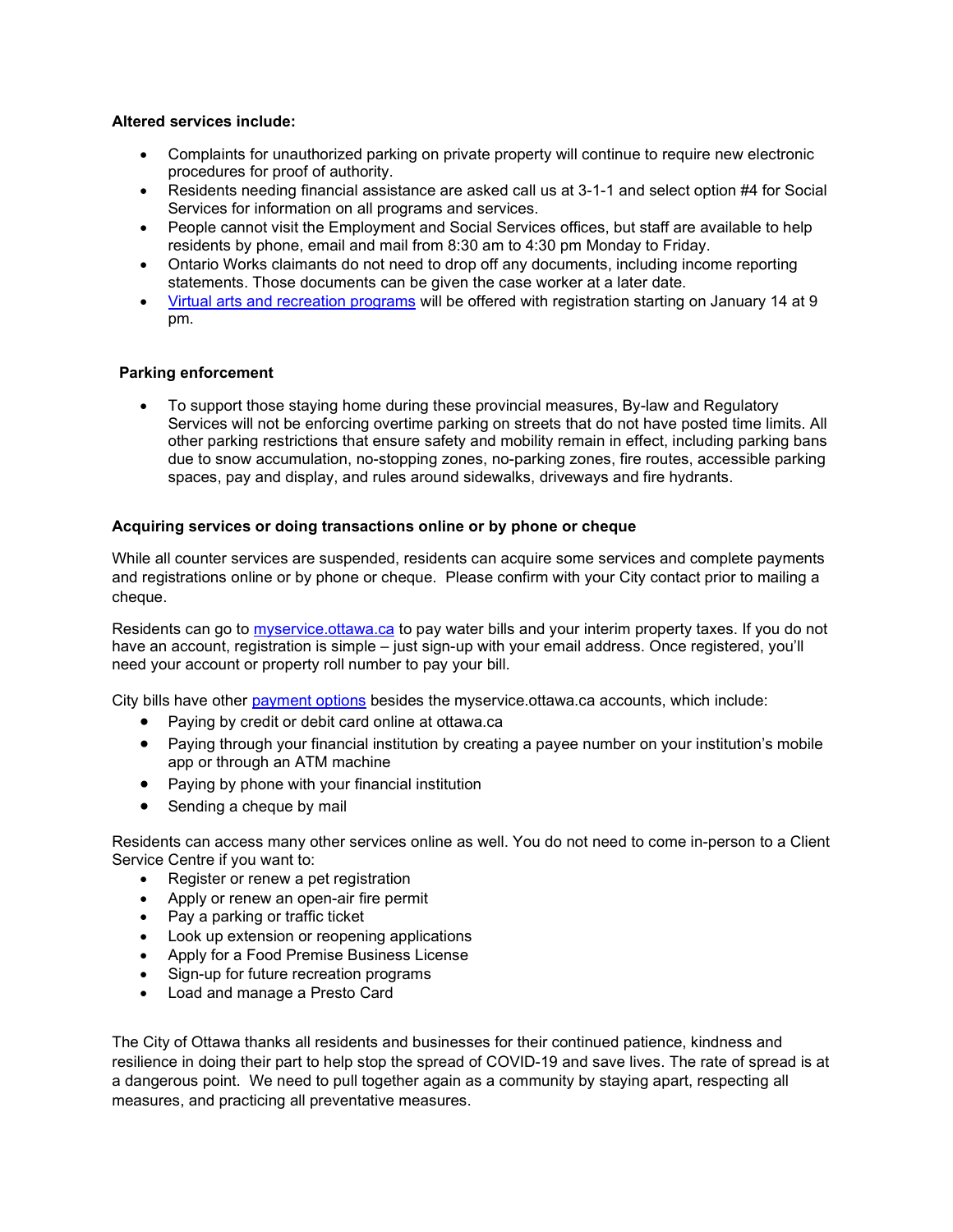**Altered services include:**

- Complaints for unauthorized parking on private property will continue to require new electronic procedures for proof of authority.
- Residents needing financial assistance are asked call us at 3-1-1 and select option #4 for Social Services for information on all programs and services.
- People cannot visit the Employment and Social Services offices, but staff are available to help residents by phone, email and mail from 8:30 am to 4:30 pm Monday to Friday.
- Ontario Works claimants do not need to drop off any documents, including income reporting statements. Those documents can be given the case worker at a later date.
- [Virtual arts and recreation programs] will be offered with registration starting on January 14 at 9 pm.

**Parking enforcement**

- To support those staying home during these provincial measures, By-law and Regulatory Services will not be enforcing overtime parking on streets that do not have posted time limits. All other parking restrictions that ensure safety and mobility remain in effect, including parking bans due to snow accumulation, no-stopping zones, no-parking zones, fire routes, accessible parking spaces, pay and display, and rules around sidewalks, driveways and fire hydrants.

**Acquiring services or doing transactions online or by phone or cheque**

While all counter services are suspended, residents can acquire some services and complete payments and registrations online or by phone or cheque. Please confirm with your City contact prior to mailing a cheque.

Residents can go to [myservice.ottawa.ca] to pay water bills and your interim property taxes. If you do not have an account, registration is simple – just sign-up with your email address. Once registered, you'll need your account or property roll number to pay your bill.

City bills have other [payment options] besides the myservice.ottawa.ca accounts, which include:

- Paying by credit or debit card online at ottawa.ca
- Paying through your financial institution by creating a payee number on your institution's mobile app or through an ATM machine
- Paying by phone with your financial institution
- Sending a cheque by mail

Residents can access many other services online as well. You do not need to come in-person to a Client Service Centre if you want to:

- Register or renew a pet registration
- Apply or renew an open-air fire permit
- Pay a parking or traffic ticket
- Look up extension or reopening applications
- Apply for a Food Premise Business License
- Sign-up for future recreation programs
- Load and manage a Presto Card

The City of Ottawa thanks all residents and businesses for their continued patience, kindness and resilience in doing their part to help stop the spread of COVID-19 and save lives. The rate of spread is at a dangerous point. We need to pull together again as a community by staying apart, respecting all measures, and practicing all preventative measures.